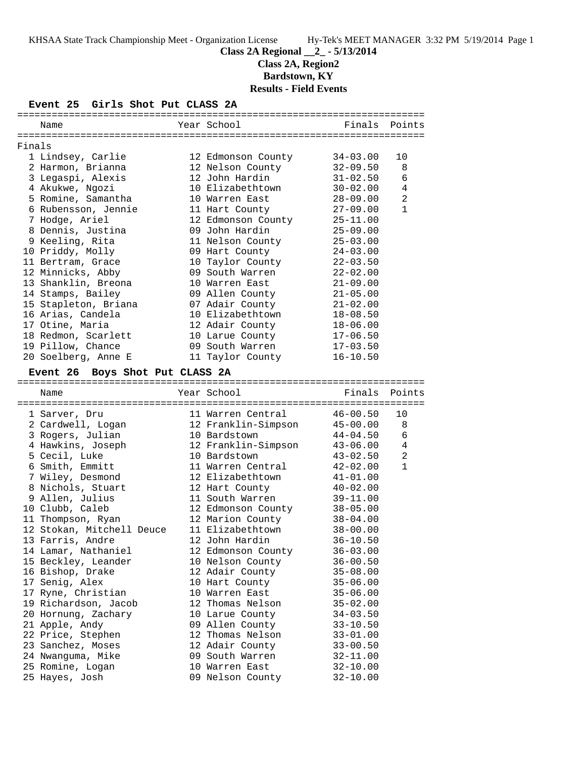# Class 2A Regional __2_ - 5/13/2014

## Class 2A, Region2

## Bardstown, KY

## Results - Field Events

### Event 25 Girls Shot Put CLASS 2A

Finals

| | Name | Year | School | Finals | Points |
|---|---|---|---|---|---|
| 1 | Lindsey, Carlie | 12 | Edmonson County | 34-03.00 | 10 |
| 2 | Harmon, Brianna | 12 | Nelson County | 32-09.50 | 8 |
| 3 | Legaspi, Alexis | 12 | John Hardin | 31-02.50 | 6 |
| 4 | Akukwe, Ngozi | 10 | Elizabethtown | 30-02.00 | 4 |
| 5 | Romine, Samantha | 10 | Warren East | 28-09.00 | 2 |
| 6 | Rubensson, Jennie | 11 | Hart County | 27-09.00 | 1 |
| 7 | Hodge, Ariel | 12 | Edmonson County | 25-11.00 | |
| 8 | Dennis, Justina | 09 | John Hardin | 25-09.00 | |
| 9 | Keeling, Rita | 11 | Nelson County | 25-03.00 | |
| 10 | Priddy, Molly | 09 | Hart County | 24-03.00 | |
| 11 | Bertram, Grace | 10 | Taylor County | 22-03.50 | |
| 12 | Minnicks, Abby | 09 | South Warren | 22-02.00 | |
| 13 | Shanklin, Breona | 10 | Warren East | 21-09.00 | |
| 14 | Stamps, Bailey | 09 | Allen County | 21-05.00 | |
| 15 | Stapleton, Briana | 07 | Adair County | 21-02.00 | |
| 16 | Arias, Candela | 10 | Elizabethtown | 18-08.50 | |
| 17 | Otine, Maria | 12 | Adair County | 18-06.00 | |
| 18 | Redmon, Scarlett | 10 | Larue County | 17-06.50 | |
| 19 | Pillow, Chance | 09 | South Warren | 17-03.50 | |
| 20 | Soelberg, Anne E | 11 | Taylor County | 16-10.50 | |

### Event 26 Boys Shot Put CLASS 2A

| | Name | Year | School | Finals | Points |
|---|---|---|---|---|---|
| 1 | Sarver, Dru | 11 | Warren Central | 46-00.50 | 10 |
| 2 | Cardwell, Logan | 12 | Franklin-Simpson | 45-00.00 | 8 |
| 3 | Rogers, Julian | 10 | Bardstown | 44-04.50 | 6 |
| 4 | Hawkins, Joseph | 12 | Franklin-Simpson | 43-06.00 | 4 |
| 5 | Cecil, Luke | 10 | Bardstown | 43-02.50 | 2 |
| 6 | Smith, Emmitt | 11 | Warren Central | 42-02.00 | 1 |
| 7 | Wiley, Desmond | 12 | Elizabethtown | 41-01.00 | |
| 8 | Nichols, Stuart | 12 | Hart County | 40-02.00 | |
| 9 | Allen, Julius | 11 | South Warren | 39-11.00 | |
| 10 | Clubb, Caleb | 12 | Edmonson County | 38-05.00 | |
| 11 | Thompson, Ryan | 12 | Marion County | 38-04.00 | |
| 12 | Stokan, Mitchell Deuce | 11 | Elizabethtown | 38-00.00 | |
| 13 | Farris, Andre | 12 | John Hardin | 36-10.50 | |
| 14 | Lamar, Nathaniel | 12 | Edmonson County | 36-03.00 | |
| 15 | Beckley, Leander | 10 | Nelson County | 36-00.50 | |
| 16 | Bishop, Drake | 12 | Adair County | 35-08.00 | |
| 17 | Senig, Alex | 10 | Hart County | 35-06.00 | |
| 17 | Ryne, Christian | 10 | Warren East | 35-06.00 | |
| 19 | Richardson, Jacob | 12 | Thomas Nelson | 35-02.00 | |
| 20 | Hornung, Zachary | 10 | Larue County | 34-03.50 | |
| 21 | Apple, Andy | 09 | Allen County | 33-10.50 | |
| 22 | Price, Stephen | 12 | Thomas Nelson | 33-01.00 | |
| 23 | Sanchez, Moses | 12 | Adair County | 33-00.50 | |
| 24 | Nwanguma, Mike | 09 | South Warren | 32-11.00 | |
| 25 | Romine, Logan | 10 | Warren East | 32-10.00 | |
| 25 | Hayes, Josh | 09 | Nelson County | 32-10.00 | |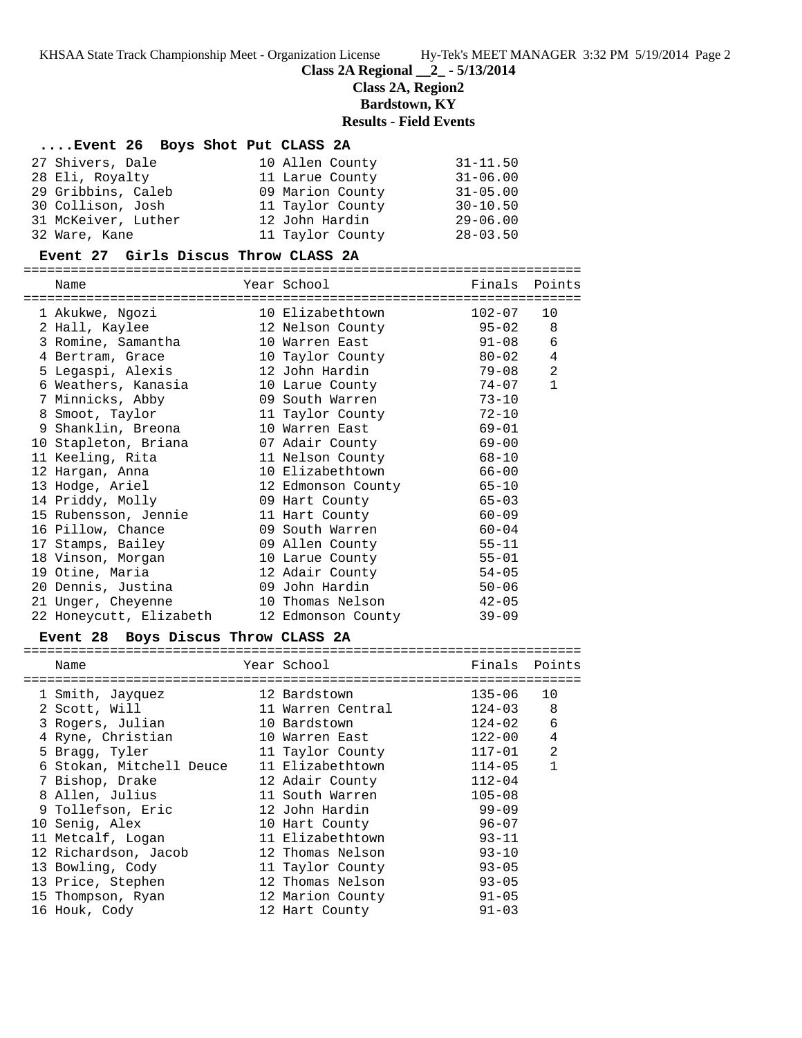## Class 2A Regional __2_ - 5/13/2014

## Class 2A, Region2

## Bardstown, KY

## Results - Field Events

### ....Event 26 Boys Shot Put CLASS 2A

| Place | Name | Year | School | Finals |
|---|---|---|---|---|
| 27 | Shivers, Dale | 10 | Allen County | 31-11.50 |
| 28 | Eli, Royalty | 11 | Larue County | 31-06.00 |
| 29 | Gribbins, Caleb | 09 | Marion County | 31-05.00 |
| 30 | Collison, Josh | 11 | Taylor County | 30-10.50 |
| 31 | McKeiver, Luther | 12 | John Hardin | 29-06.00 |
| 32 | Ware, Kane | 11 | Taylor County | 28-03.50 |

### Event 27 Girls Discus Throw CLASS 2A

| Place | Name | Year | School | Finals | Points |
|---|---|---|---|---|---|
| 1 | Akukwe, Ngozi | 10 | Elizabethtown | 102-07 | 10 |
| 2 | Hall, Kaylee | 12 | Nelson County | 95-02 | 8 |
| 3 | Romine, Samantha | 10 | Warren East | 91-08 | 6 |
| 4 | Bertram, Grace | 10 | Taylor County | 80-02 | 4 |
| 5 | Legaspi, Alexis | 12 | John Hardin | 79-08 | 2 |
| 6 | Weathers, Kanasia | 10 | Larue County | 74-07 | 1 |
| 7 | Minnicks, Abby | 09 | South Warren | 73-10 | |
| 8 | Smoot, Taylor | 11 | Taylor County | 72-10 | |
| 9 | Shanklin, Breona | 10 | Warren East | 69-01 | |
| 10 | Stapleton, Briana | 07 | Adair County | 69-00 | |
| 11 | Keeling, Rita | 11 | Nelson County | 68-10 | |
| 12 | Hargan, Anna | 10 | Elizabethtown | 66-00 | |
| 13 | Hodge, Ariel | 12 | Edmonson County | 65-10 | |
| 14 | Priddy, Molly | 09 | Hart County | 65-03 | |
| 15 | Rubensson, Jennie | 11 | Hart County | 60-09 | |
| 16 | Pillow, Chance | 09 | South Warren | 60-04 | |
| 17 | Stamps, Bailey | 09 | Allen County | 55-11 | |
| 18 | Vinson, Morgan | 10 | Larue County | 55-01 | |
| 19 | Otine, Maria | 12 | Adair County | 54-05 | |
| 20 | Dennis, Justina | 09 | John Hardin | 50-06 | |
| 21 | Unger, Cheyenne | 10 | Thomas Nelson | 42-05 | |
| 22 | Honeycutt, Elizabeth | 12 | Edmonson County | 39-09 | |

### Event 28 Boys Discus Throw CLASS 2A

| Place | Name | Year | School | Finals | Points |
|---|---|---|---|---|---|
| 1 | Smith, Jayquez | 12 | Bardstown | 135-06 | 10 |
| 2 | Scott, Will | 11 | Warren Central | 124-03 | 8 |
| 3 | Rogers, Julian | 10 | Bardstown | 124-02 | 6 |
| 4 | Ryne, Christian | 10 | Warren East | 122-00 | 4 |
| 5 | Bragg, Tyler | 11 | Taylor County | 117-01 | 2 |
| 6 | Stokan, Mitchell Deuce | 11 | Elizabethtown | 114-05 | 1 |
| 7 | Bishop, Drake | 12 | Adair County | 112-04 | |
| 8 | Allen, Julius | 11 | South Warren | 105-08 | |
| 9 | Tollefson, Eric | 12 | John Hardin | 99-09 | |
| 10 | Senig, Alex | 10 | Hart County | 96-07 | |
| 11 | Metcalf, Logan | 11 | Elizabethtown | 93-11 | |
| 12 | Richardson, Jacob | 12 | Thomas Nelson | 93-10 | |
| 13 | Bowling, Cody | 11 | Taylor County | 93-05 | |
| 13 | Price, Stephen | 12 | Thomas Nelson | 93-05 | |
| 15 | Thompson, Ryan | 12 | Marion County | 91-05 | |
| 16 | Houk, Cody | 12 | Hart County | 91-03 | |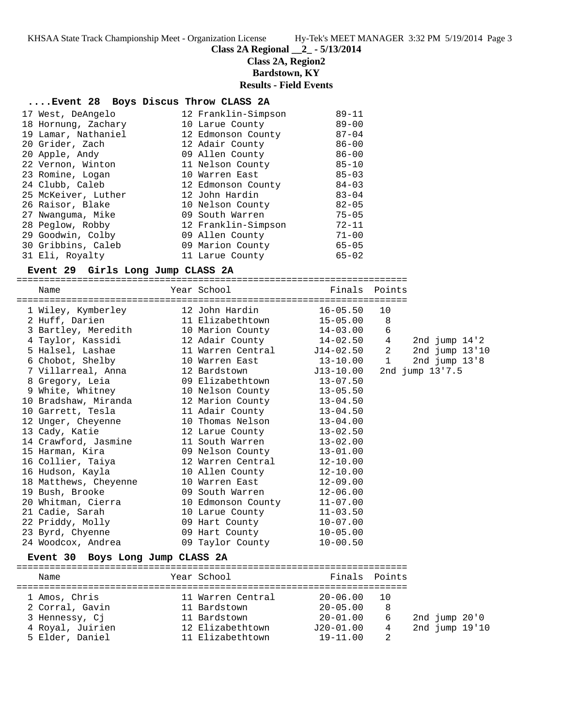## Class 2A Regional __2_ - 5/13/2014

## Class 2A, Region2

## Bardstown, KY

## Results - Field Events

### ....Event 28 Boys Discus Throw CLASS 2A

| Place | Name | Year | School | Finals |
|---|---|---|---|---|
| 17 | West, DeAngelo | 12 | Franklin-Simpson | 89-11 |
| 18 | Hornung, Zachary | 10 | Larue County | 89-00 |
| 19 | Lamar, Nathaniel | 12 | Edmonson County | 87-04 |
| 20 | Grider, Zach | 12 | Adair County | 86-00 |
| 20 | Apple, Andy | 09 | Allen County | 86-00 |
| 22 | Vernon, Winton | 11 | Nelson County | 85-10 |
| 23 | Romine, Logan | 10 | Warren East | 85-03 |
| 24 | Clubb, Caleb | 12 | Edmonson County | 84-03 |
| 25 | McKeiver, Luther | 12 | John Hardin | 83-04 |
| 26 | Raisor, Blake | 10 | Nelson County | 82-05 |
| 27 | Nwanguma, Mike | 09 | South Warren | 75-05 |
| 28 | Peglow, Robby | 12 | Franklin-Simpson | 72-11 |
| 29 | Goodwin, Colby | 09 | Allen County | 71-00 |
| 30 | Gribbins, Caleb | 09 | Marion County | 65-05 |
| 31 | Eli, Royalty | 11 | Larue County | 65-02 |

### Event 29 Girls Long Jump CLASS 2A

| Place | Name | Year | School | Finals | Points | |
|---|---|---|---|---|---|---|
| 1 | Wiley, Kymberley | 12 | John Hardin | 16-05.50 | 10 | |
| 2 | Huff, Darien | 11 | Elizabethtown | 15-05.00 | 8 | |
| 3 | Bartley, Meredith | 10 | Marion County | 14-03.00 | 6 | |
| 4 | Taylor, Kassidi | 12 | Adair County | 14-02.50 | 4 | 2nd jump 14'2 |
| 5 | Halsel, Lashae | 11 | Warren Central | J14-02.50 | 2 | 2nd jump 13'10 |
| 6 | Chobot, Shelby | 10 | Warren East | 13-10.00 | 1 | 2nd jump 13'8 |
| 7 | Villarreal, Anna | 12 | Bardstown | J13-10.00 | | 2nd jump 13'7.5 |
| 8 | Gregory, Leia | 09 | Elizabethtown | 13-07.50 | | |
| 9 | White, Whitney | 10 | Nelson County | 13-05.50 | | |
| 10 | Bradshaw, Miranda | 12 | Marion County | 13-04.50 | | |
| 10 | Garrett, Tesla | 11 | Adair County | 13-04.50 | | |
| 12 | Unger, Cheyenne | 10 | Thomas Nelson | 13-04.00 | | |
| 13 | Cady, Katie | 12 | Larue County | 13-02.50 | | |
| 14 | Crawford, Jasmine | 11 | South Warren | 13-02.00 | | |
| 15 | Harman, Kira | 09 | Nelson County | 13-01.00 | | |
| 16 | Collier, Taiya | 12 | Warren Central | 12-10.00 | | |
| 16 | Hudson, Kayla | 10 | Allen County | 12-10.00 | | |
| 18 | Matthews, Cheyenne | 10 | Warren East | 12-09.00 | | |
| 19 | Bush, Brooke | 09 | South Warren | 12-06.00 | | |
| 20 | Whitman, Cierra | 10 | Edmonson County | 11-07.00 | | |
| 21 | Cadie, Sarah | 10 | Larue County | 11-03.50 | | |
| 22 | Priddy, Molly | 09 | Hart County | 10-07.00 | | |
| 23 | Byrd, Chyenne | 09 | Hart County | 10-05.00 | | |
| 24 | Woodcox, Andrea | 09 | Taylor County | 10-00.50 | | |

### Event 30 Boys Long Jump CLASS 2A

| Place | Name | Year | School | Finals | Points | |
|---|---|---|---|---|---|---|
| 1 | Amos, Chris | 11 | Warren Central | 20-06.00 | 10 | |
| 2 | Corral, Gavin | 11 | Bardstown | 20-05.00 | 8 | |
| 3 | Hennessy, Cj | 11 | Bardstown | 20-01.00 | 6 | 2nd jump 20'0 |
| 4 | Royal, Juirien | 12 | Elizabethtown | J20-01.00 | 4 | 2nd jump 19'10 |
| 5 | Elder, Daniel | 11 | Elizabethtown | 19-11.00 | 2 | |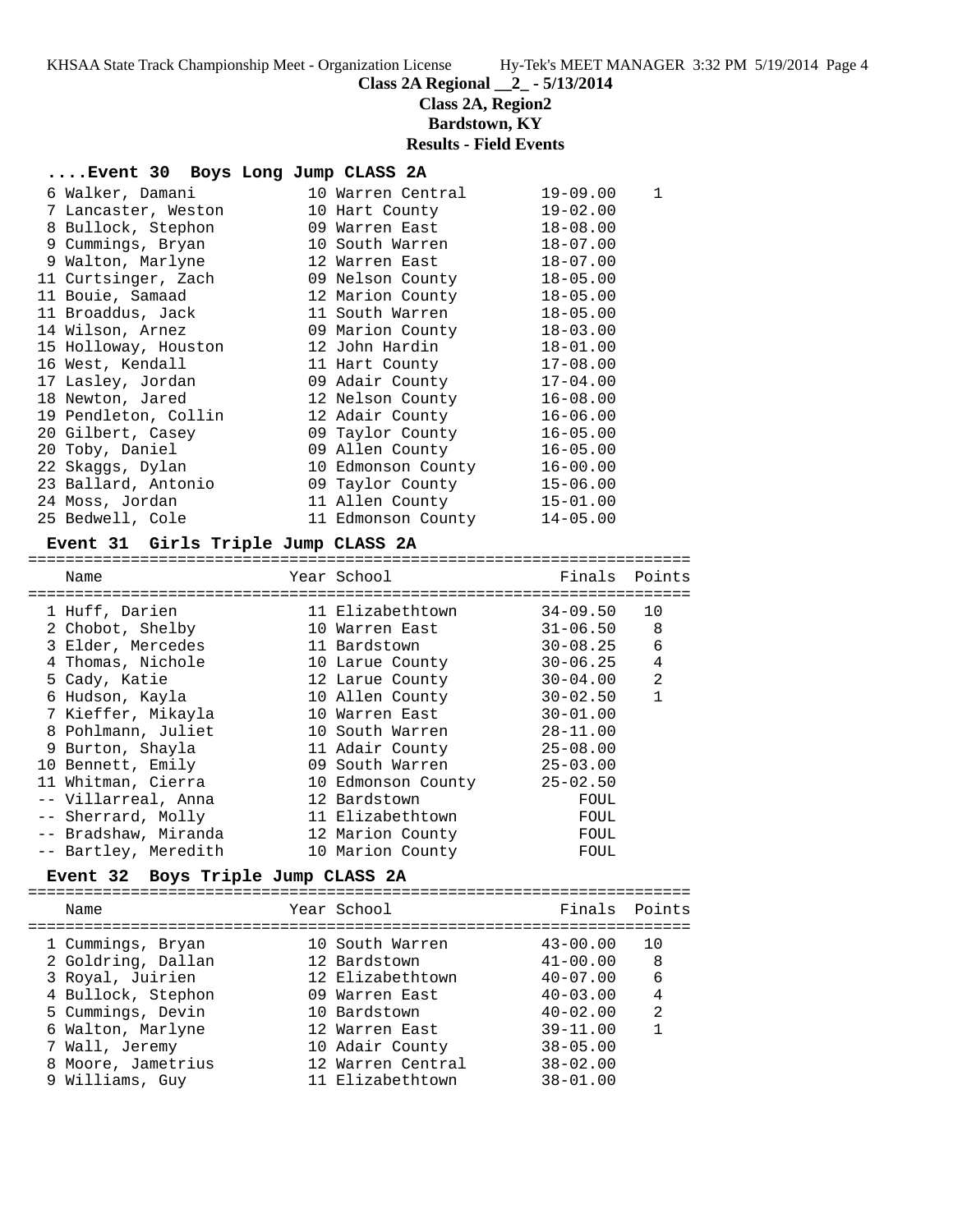**Class 2A Regional __2_ - 5/13/2014**

**Class 2A, Region2**

**Bardstown, KY**

**Results - Field Events**

### ....Event 30 Boys Long Jump CLASS 2A

| Place | Name | Year | School | Finals | Points |
|---|---|---|---|---|---|
| 6 | Walker, Damani | 10 | Warren Central | 19-09.00 | 1 |
| 7 | Lancaster, Weston | 10 | Hart County | 19-02.00 | |
| 8 | Bullock, Stephon | 09 | Warren East | 18-08.00 | |
| 9 | Cummings, Bryan | 10 | South Warren | 18-07.00 | |
| 9 | Walton, Marlyne | 12 | Warren East | 18-07.00 | |
| 11 | Curtsinger, Zach | 09 | Nelson County | 18-05.00 | |
| 11 | Bouie, Samaad | 12 | Marion County | 18-05.00 | |
| 11 | Broaddus, Jack | 11 | South Warren | 18-05.00 | |
| 14 | Wilson, Arnez | 09 | Marion County | 18-03.00 | |
| 15 | Holloway, Houston | 12 | John Hardin | 18-01.00 | |
| 16 | West, Kendall | 11 | Hart County | 17-08.00 | |
| 17 | Lasley, Jordan | 09 | Adair County | 17-04.00 | |
| 18 | Newton, Jared | 12 | Nelson County | 16-08.00 | |
| 19 | Pendleton, Collin | 12 | Adair County | 16-06.00 | |
| 20 | Gilbert, Casey | 09 | Taylor County | 16-05.00 | |
| 20 | Toby, Daniel | 09 | Allen County | 16-05.00 | |
| 22 | Skaggs, Dylan | 10 | Edmonson County | 16-00.00 | |
| 23 | Ballard, Antonio | 09 | Taylor County | 15-06.00 | |
| 24 | Moss, Jordan | 11 | Allen County | 15-01.00 | |
| 25 | Bedwell, Cole | 11 | Edmonson County | 14-05.00 | |

### Event 31 Girls Triple Jump CLASS 2A

| Place | Name | Year | School | Finals | Points |
|---|---|---|---|---|---|
| 1 | Huff, Darien | 11 | Elizabethtown | 34-09.50 | 10 |
| 2 | Chobot, Shelby | 10 | Warren East | 31-06.50 | 8 |
| 3 | Elder, Mercedes | 11 | Bardstown | 30-08.25 | 6 |
| 4 | Thomas, Nichole | 10 | Larue County | 30-06.25 | 4 |
| 5 | Cady, Katie | 12 | Larue County | 30-04.00 | 2 |
| 6 | Hudson, Kayla | 10 | Allen County | 30-02.50 | 1 |
| 7 | Kieffer, Mikayla | 10 | Warren East | 30-01.00 | |
| 8 | Pohlmann, Juliet | 10 | South Warren | 28-11.00 | |
| 9 | Burton, Shayla | 11 | Adair County | 25-08.00 | |
| 10 | Bennett, Emily | 09 | South Warren | 25-03.00 | |
| 11 | Whitman, Cierra | 10 | Edmonson County | 25-02.50 | |
| -- | Villarreal, Anna | 12 | Bardstown | FOUL | |
| -- | Sherrard, Molly | 11 | Elizabethtown | FOUL | |
| -- | Bradshaw, Miranda | 12 | Marion County | FOUL | |
| -- | Bartley, Meredith | 10 | Marion County | FOUL | |

### Event 32 Boys Triple Jump CLASS 2A

| Place | Name | Year | School | Finals | Points |
|---|---|---|---|---|---|
| 1 | Cummings, Bryan | 10 | South Warren | 43-00.00 | 10 |
| 2 | Goldring, Dallan | 12 | Bardstown | 41-00.00 | 8 |
| 3 | Royal, Juirien | 12 | Elizabethtown | 40-07.00 | 6 |
| 4 | Bullock, Stephon | 09 | Warren East | 40-03.00 | 4 |
| 5 | Cummings, Devin | 10 | Bardstown | 40-02.00 | 2 |
| 6 | Walton, Marlyne | 12 | Warren East | 39-11.00 | 1 |
| 7 | Wall, Jeremy | 10 | Adair County | 38-05.00 | |
| 8 | Moore, Jametrius | 12 | Warren Central | 38-02.00 | |
| 9 | Williams, Guy | 11 | Elizabethtown | 38-01.00 | |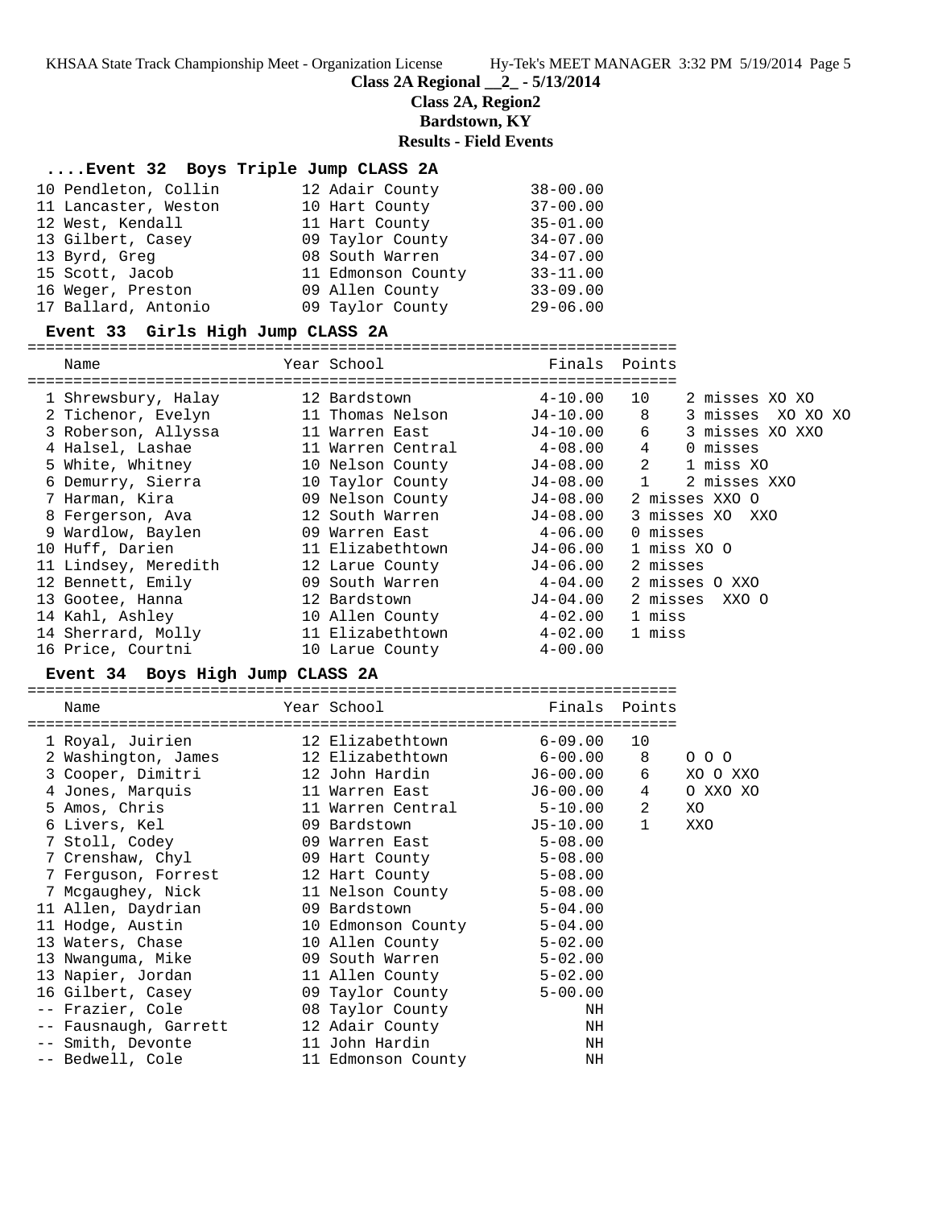**Class 2A Regional __2_ - 5/13/2014**

**Class 2A, Region2**

**Bardstown, KY**

**Results - Field Events**

### ....Event 32 Boys Triple Jump CLASS 2A

| Place | Name | Year | School | Finals |
|---|---|---|---|---|
| 10 | Pendleton, Collin | 12 | Adair County | 38-00.00 |
| 11 | Lancaster, Weston | 10 | Hart County | 37-00.00 |
| 12 | West, Kendall | 11 | Hart County | 35-01.00 |
| 13 | Gilbert, Casey | 09 | Taylor County | 34-07.00 |
| 13 | Byrd, Greg | 08 | South Warren | 34-07.00 |
| 15 | Scott, Jacob | 11 | Edmonson County | 33-11.00 |
| 16 | Weger, Preston | 09 | Allen County | 33-09.00 |
| 17 | Ballard, Antonio | 09 | Taylor County | 29-06.00 |

### Event 33 Girls High Jump CLASS 2A

| Place | Name | Year | School | Finals | Points | Notes |
|---|---|---|---|---|---|---|
| 1 | Shrewsbury, Halay | 12 | Bardstown | 4-10.00 | 10 | 2 misses XO XO |
| 2 | Tichenor, Evelyn | 11 | Thomas Nelson | J4-10.00 | 8 | 3 misses XO XO XO |
| 3 | Roberson, Allyssa | 11 | Warren East | J4-10.00 | 6 | 3 misses XO XXO |
| 4 | Halsel, Lashae | 11 | Warren Central | 4-08.00 | 4 | 0 misses |
| 5 | White, Whitney | 10 | Nelson County | J4-08.00 | 2 | 1 miss XO |
| 6 | Demurry, Sierra | 10 | Taylor County | J4-08.00 | 1 | 2 misses XXO |
| 7 | Harman, Kira | 09 | Nelson County | J4-08.00 | | 2 misses XXO O |
| 8 | Fergerson, Ava | 12 | South Warren | J4-08.00 | | 3 misses XO XXO |
| 9 | Wardlow, Baylen | 09 | Warren East | 4-06.00 | | 0 misses |
| 10 | Huff, Darien | 11 | Elizabethtown | J4-06.00 | | 1 miss XO O |
| 11 | Lindsey, Meredith | 12 | Larue County | J4-06.00 | | 2 misses |
| 12 | Bennett, Emily | 09 | South Warren | 4-04.00 | | 2 misses O XXO |
| 13 | Gootee, Hanna | 12 | Bardstown | J4-04.00 | | 2 misses XXO O |
| 14 | Kahl, Ashley | 10 | Allen County | 4-02.00 | | 1 miss |
| 14 | Sherrard, Molly | 11 | Elizabethtown | 4-02.00 | | 1 miss |
| 16 | Price, Courtni | 10 | Larue County | 4-00.00 | | |

### Event 34 Boys High Jump CLASS 2A

| Place | Name | Year | School | Finals | Points | Notes |
|---|---|---|---|---|---|---|
| 1 | Royal, Juirien | 12 | Elizabethtown | 6-09.00 | 10 | |
| 2 | Washington, James | 12 | Elizabethtown | 6-00.00 | 8 | O O O |
| 3 | Cooper, Dimitri | 12 | John Hardin | J6-00.00 | 6 | XO O XXO |
| 4 | Jones, Marquis | 11 | Warren East | J6-00.00 | 4 | O XXO XO |
| 5 | Amos, Chris | 11 | Warren Central | 5-10.00 | 2 | XO |
| 6 | Livers, Kel | 09 | Bardstown | J5-10.00 | 1 | XXO |
| 7 | Stoll, Codey | 09 | Warren East | 5-08.00 | | |
| 7 | Crenshaw, Chyl | 09 | Hart County | 5-08.00 | | |
| 7 | Ferguson, Forrest | 12 | Hart County | 5-08.00 | | |
| 7 | Mcgaughey, Nick | 11 | Nelson County | 5-08.00 | | |
| 11 | Allen, Daydrian | 09 | Bardstown | 5-04.00 | | |
| 11 | Hodge, Austin | 10 | Edmonson County | 5-04.00 | | |
| 13 | Waters, Chase | 10 | Allen County | 5-02.00 | | |
| 13 | Nwanguma, Mike | 09 | South Warren | 5-02.00 | | |
| 13 | Napier, Jordan | 11 | Allen County | 5-02.00 | | |
| 16 | Gilbert, Casey | 09 | Taylor County | 5-00.00 | | |
| -- | Frazier, Cole | 08 | Taylor County | NH | | |
| -- | Fausnaugh, Garrett | 12 | Adair County | NH | | |
| -- | Smith, Devonte | 11 | John Hardin | NH | | |
| -- | Bedwell, Cole | 11 | Edmonson County | NH | | |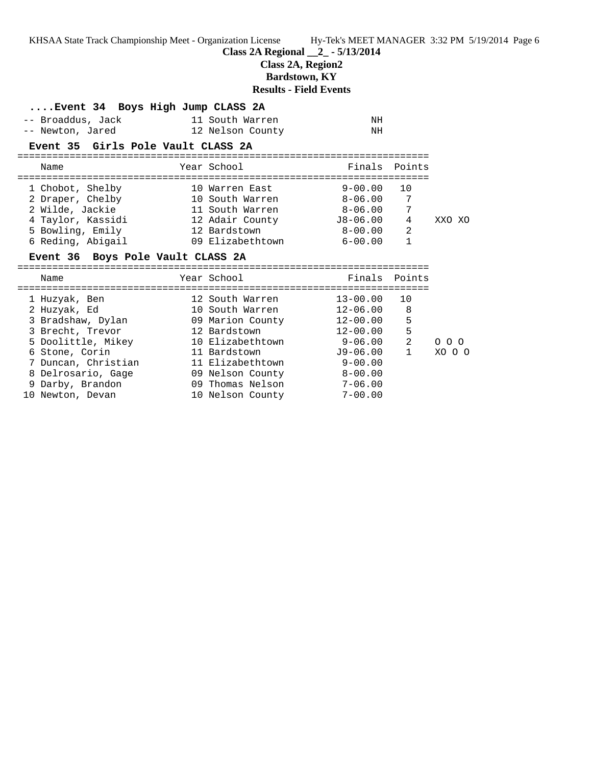## ....Event 34 Boys High Jump CLASS 2A

| | | | | |
|---|---|---|---|---|
| -- | Broaddus, Jack | 11 | South Warren | NH |
| -- | Newton, Jared | 12 | Nelson County | NH |

## Event 35 Girls Pole Vault CLASS 2A

| | Name | Year | School | Finals | Points | |
|---|---|---|---|---|---|---|
| 1 | Chobot, Shelby | 10 | Warren East | 9-00.00 | 10 | |
| 2 | Draper, Chelby | 10 | South Warren | 8-06.00 | 7 | |
| 2 | Wilde, Jackie | 11 | South Warren | 8-06.00 | 7 | |
| 4 | Taylor, Kassidi | 12 | Adair County | J8-06.00 | 4 | XXO XO |
| 5 | Bowling, Emily | 12 | Bardstown | 8-00.00 | 2 | |
| 6 | Reding, Abigail | 09 | Elizabethtown | 6-00.00 | 1 | |

## Event 36 Boys Pole Vault CLASS 2A

| | Name | Year | School | Finals | Points | |
|---|---|---|---|---|---|---|
| 1 | Huzyak, Ben | 12 | South Warren | 13-00.00 | 10 | |
| 2 | Huzyak, Ed | 10 | South Warren | 12-06.00 | 8 | |
| 3 | Bradshaw, Dylan | 09 | Marion County | 12-00.00 | 5 | |
| 3 | Brecht, Trevor | 12 | Bardstown | 12-00.00 | 5 | |
| 5 | Doolittle, Mikey | 10 | Elizabethtown | 9-06.00 | 2 | O O O |
| 6 | Stone, Corin | 11 | Bardstown | J9-06.00 | 1 | XO O O |
| 7 | Duncan, Christian | 11 | Elizabethtown | 9-00.00 | | |
| 8 | Delrosario, Gage | 09 | Nelson County | 8-00.00 | | |
| 9 | Darby, Brandon | 09 | Thomas Nelson | 7-06.00 | | |
| 10 | Newton, Devan | 10 | Nelson County | 7-00.00 | | |